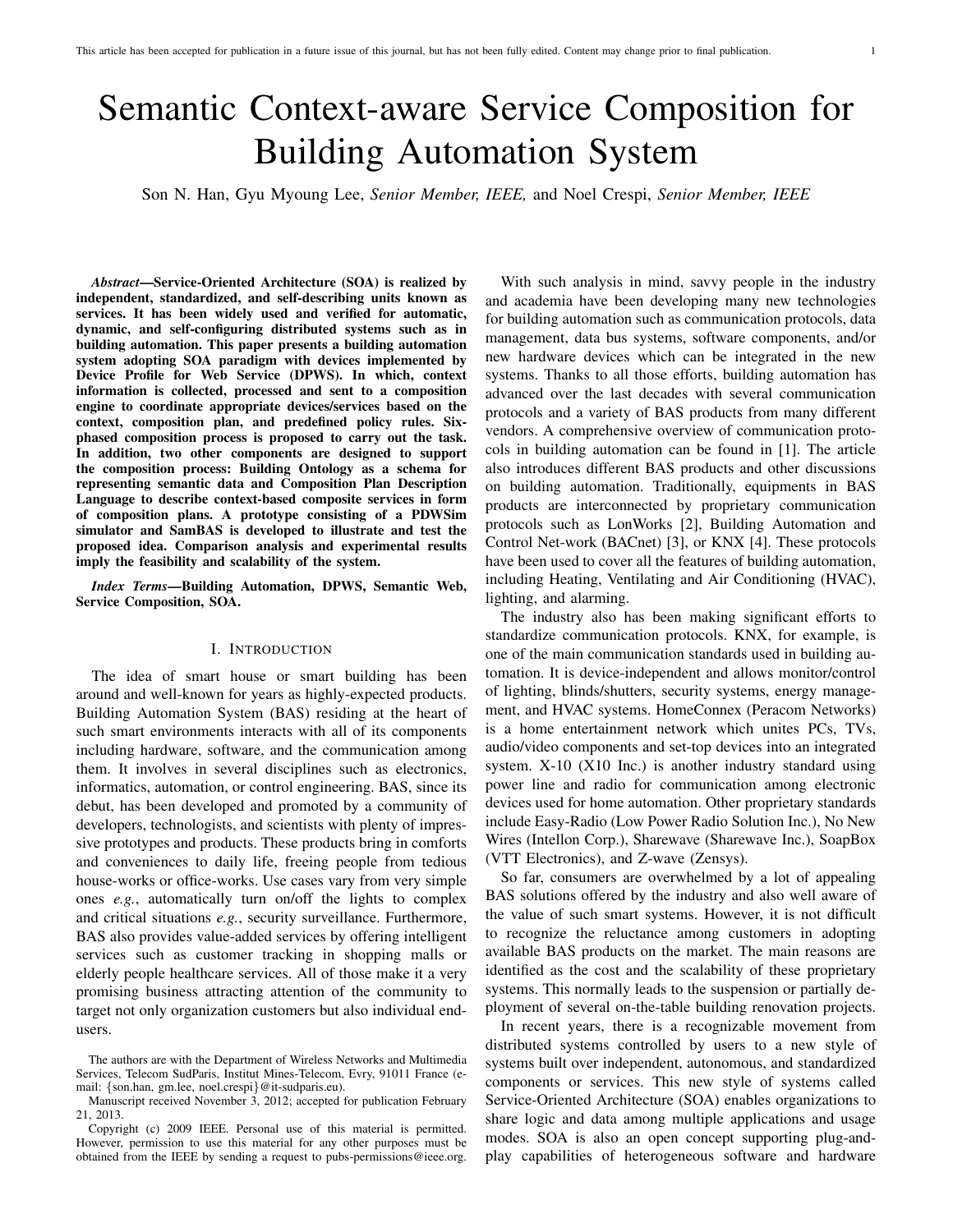# Semantic Context-aware Service Composition for Building Automation System

Son N. Han, Gyu Myoung Lee, *Senior Member, IEEE,* and Noel Crespi, *Senior Member, IEEE*

***Abstract*—Service-Oriented Architecture (SOA) is realized by independent, standardized, and self-describing units known as services. It has been widely used and verified for automatic, dynamic, and self-configuring distributed systems such as in building automation. This paper presents a building automation system adopting SOA paradigm with devices implemented by Device Profile for Web Service (DPWS). In which, context information is collected, processed and sent to a composition engine to coordinate appropriate devices/services based on the context, composition plan, and predefined policy rules. Six-phased composition process is proposed to carry out the task. In addition, two other components are designed to support the composition process: Building Ontology as a schema for representing semantic data and Composition Plan Description Language to describe context-based composite services in form of composition plans. A prototype consisting of a PDWSim simulator and SamBAS is developed to illustrate and test the proposed idea. Comparison analysis and experimental results imply the feasibility and scalability of the system.**

***Index Terms*—Building Automation, DPWS, Semantic Web, Service Composition, SOA.**

## I. Introduction

The idea of smart house or smart building has been around and well-known for years as highly-expected products. Building Automation System (BAS) residing at the heart of such smart environments interacts with all of its components including hardware, software, and the communication among them. It involves in several disciplines such as electronics, informatics, automation, or control engineering. BAS, since its debut, has been developed and promoted by a community of developers, technologists, and scientists with plenty of impressive prototypes and products. These products bring in comforts and conveniences to daily life, freeing people from tedious house-works or office-works. Use cases vary from very simple ones *e.g.*, automatically turn on/off the lights to complex and critical situations *e.g.*, security surveillance. Furthermore, BAS also provides value-added services by offering intelligent services such as customer tracking in shopping malls or elderly people healthcare services. All of those make it a very promising business attracting attention of the community to target not only organization customers but also individual end-users.

With such analysis in mind, savvy people in the industry and academia have been developing many new technologies for building automation such as communication protocols, data management, data bus systems, software components, and/or new hardware devices which can be integrated in the new systems. Thanks to all those efforts, building automation has advanced over the last decades with several communication protocols and a variety of BAS products from many different vendors. A comprehensive overview of communication protocols in building automation can be found in [1]. The article also introduces different BAS products and other discussions on building automation. Traditionally, equipments in BAS products are interconnected by proprietary communication protocols such as LonWorks [2], Building Automation and Control Net-work (BACnet) [3], or KNX [4]. These protocols have been used to cover all the features of building automation, including Heating, Ventilating and Air Conditioning (HVAC), lighting, and alarming.

The industry also has been making significant efforts to standardize communication protocols. KNX, for example, is one of the main communication standards used in building automation. It is device-independent and allows monitor/control of lighting, blinds/shutters, security systems, energy management, and HVAC systems. HomeConnex (Peracom Networks) is a home entertainment network which unites PCs, TVs, audio/video components and set-top devices into an integrated system. X-10 (X10 Inc.) is another industry standard using power line and radio for communication among electronic devices used for home automation. Other proprietary standards include Easy-Radio (Low Power Radio Solution Inc.), No New Wires (Intellon Corp.), Sharewave (Sharewave Inc.), SoapBox (VTT Electronics), and Z-wave (Zensys).

So far, consumers are overwhelmed by a lot of appealing BAS solutions offered by the industry and also well aware of the value of such smart systems. However, it is not difficult to recognize the reluctance among customers in adopting available BAS products on the market. The main reasons are identified as the cost and the scalability of these proprietary systems. This normally leads to the suspension or partially deployment of several on-the-table building renovation projects.

In recent years, there is a recognizable movement from distributed systems controlled by users to a new style of systems built over independent, autonomous, and standardized components or services. This new style of systems called Service-Oriented Architecture (SOA) enables organizations to share logic and data among multiple applications and usage modes. SOA is also an open concept supporting plug-and-play capabilities of heterogeneous software and hardware

The authors are with the Department of Wireless Networks and Multimedia Services, Telecom SudParis, Institut Mines-Telecom, Evry, 91011 France (e-mail: {son.han, gm.lee, noel.crespi}@it-sudparis.eu).

Manuscript received November 3, 2012; accepted for publication February 21, 2013.

Copyright (c) 2009 IEEE. Personal use of this material is permitted. However, permission to use this material for any other purposes must be obtained from the IEEE by sending a request to pubs-permissions@ieee.org.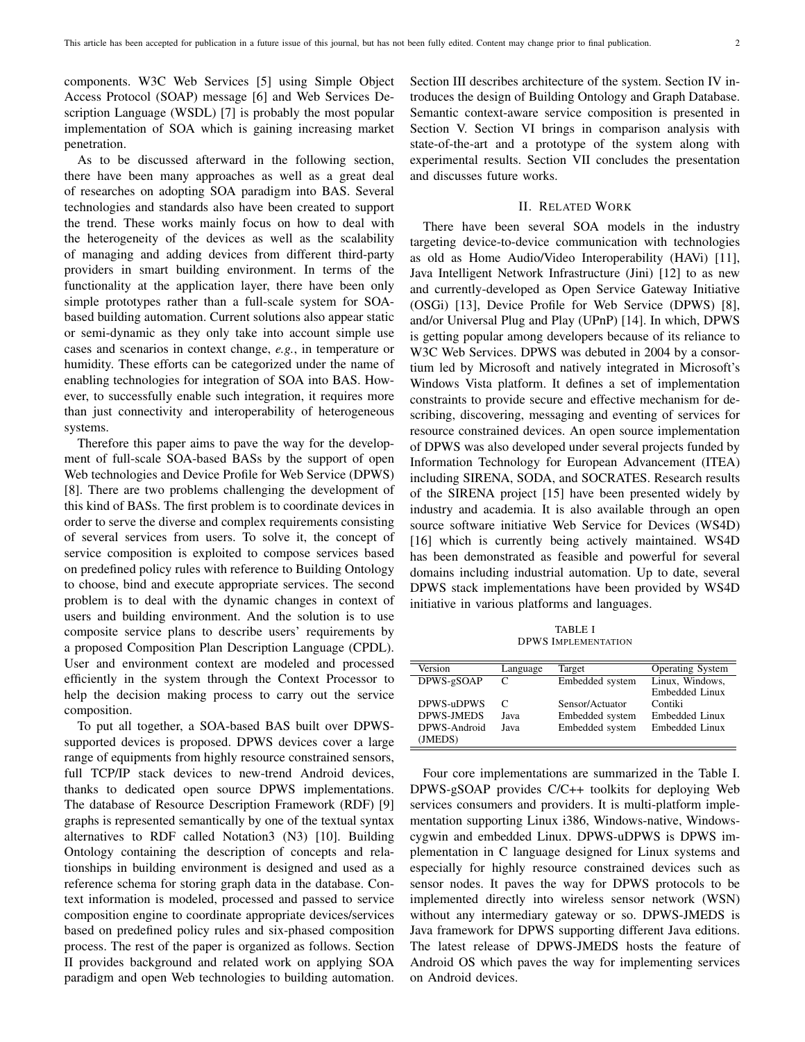components. W3C Web Services [5] using Simple Object Access Protocol (SOAP) message [6] and Web Services Description Language (WSDL) [7] is probably the most popular implementation of SOA which is gaining increasing market penetration.

As to be discussed afterward in the following section, there have been many approaches as well as a great deal of researches on adopting SOA paradigm into BAS. Several technologies and standards also have been created to support the trend. These works mainly focus on how to deal with the heterogeneity of the devices as well as the scalability of managing and adding devices from different third-party providers in smart building environment. In terms of the functionality at the application layer, there have been only simple prototypes rather than a full-scale system for SOA-based building automation. Current solutions also appear static or semi-dynamic as they only take into account simple use cases and scenarios in context change, *e.g.*, in temperature or humidity. These efforts can be categorized under the name of enabling technologies for integration of SOA into BAS. However, to successfully enable such integration, it requires more than just connectivity and interoperability of heterogeneous systems.

Therefore this paper aims to pave the way for the development of full-scale SOA-based BASs by the support of open Web technologies and Device Profile for Web Service (DPWS) [8]. There are two problems challenging the development of this kind of BASs. The first problem is to coordinate devices in order to serve the diverse and complex requirements consisting of several services from users. To solve it, the concept of service composition is exploited to compose services based on predefined policy rules with reference to Building Ontology to choose, bind and execute appropriate services. The second problem is to deal with the dynamic changes in context of users and building environment. And the solution is to use composite service plans to describe users' requirements by a proposed Composition Plan Description Language (CPDL). User and environment context are modeled and processed efficiently in the system through the Context Processor to help the decision making process to carry out the service composition.

To put all together, a SOA-based BAS built over DPWS-supported devices is proposed. DPWS devices cover a large range of equipments from highly resource constrained sensors, full TCP/IP stack devices to new-trend Android devices, thanks to dedicated open source DPWS implementations. The database of Resource Description Framework (RDF) [9] graphs is represented semantically by one of the textual syntax alternatives to RDF called Notation3 (N3) [10]. Building Ontology containing the description of concepts and relationships in building environment is designed and used as a reference schema for storing graph data in the database. Context information is modeled, processed and passed to service composition engine to coordinate appropriate devices/services based on predefined policy rules and six-phased composition process. The rest of the paper is organized as follows. Section II provides background and related work on applying SOA paradigm and open Web technologies to building automation. Section III describes architecture of the system. Section IV introduces the design of Building Ontology and Graph Database. Semantic context-aware service composition is presented in Section V. Section VI brings in comparison analysis with state-of-the-art and a prototype of the system along with experimental results. Section VII concludes the presentation and discusses future works.

## II. Related Work

There have been several SOA models in the industry targeting device-to-device communication with technologies as old as Home Audio/Video Interoperability (HAVi) [11], Java Intelligent Network Infrastructure (Jini) [12] to as new and currently-developed as Open Service Gateway Initiative (OSGi) [13], Device Profile for Web Service (DPWS) [8], and/or Universal Plug and Play (UPnP) [14]. In which, DPWS is getting popular among developers because of its reliance to W3C Web Services. DPWS was debuted in 2004 by a consortium led by Microsoft and natively integrated in Microsoft's Windows Vista platform. It defines a set of implementation constraints to provide secure and effective mechanism for describing, discovering, messaging and eventing of services for resource constrained devices. An open source implementation of DPWS was also developed under several projects funded by Information Technology for European Advancement (ITEA) including SIRENA, SODA, and SOCRATES. Research results of the SIRENA project [15] have been presented widely by industry and academia. It is also available through an open source software initiative Web Service for Devices (WS4D) [16] which is currently being actively maintained. WS4D has been demonstrated as feasible and powerful for several domains including industrial automation. Up to date, several DPWS stack implementations have been provided by WS4D initiative in various platforms and languages.

TABLE I
DPWS Implementation

| Version | Language | Target | Operating System |
|---|---|---|---|
| DPWS-gSOAP | C | Embedded system | Linux, Windows, Embedded Linux |
| DPWS-uDPWS | C | Sensor/Actuator | Contiki |
| DPWS-JMEDS | Java | Embedded system | Embedded Linux |
| DPWS-Android (JMEDS) | Java | Embedded system | Embedded Linux |

Four core implementations are summarized in the Table I. DPWS-gSOAP provides C/C++ toolkits for deploying Web services consumers and providers. It is multi-platform implementation supporting Linux i386, Windows-native, Windows-cygwin and embedded Linux. DPWS-uDPWS is DPWS implementation in C language designed for Linux systems and especially for highly resource constrained devices such as sensor nodes. It paves the way for DPWS protocols to be implemented directly into wireless sensor network (WSN) without any intermediary gateway or so. DPWS-JMEDS is Java framework for DPWS supporting different Java editions. The latest release of DPWS-JMEDS hosts the feature of Android OS which paves the way for implementing services on Android devices.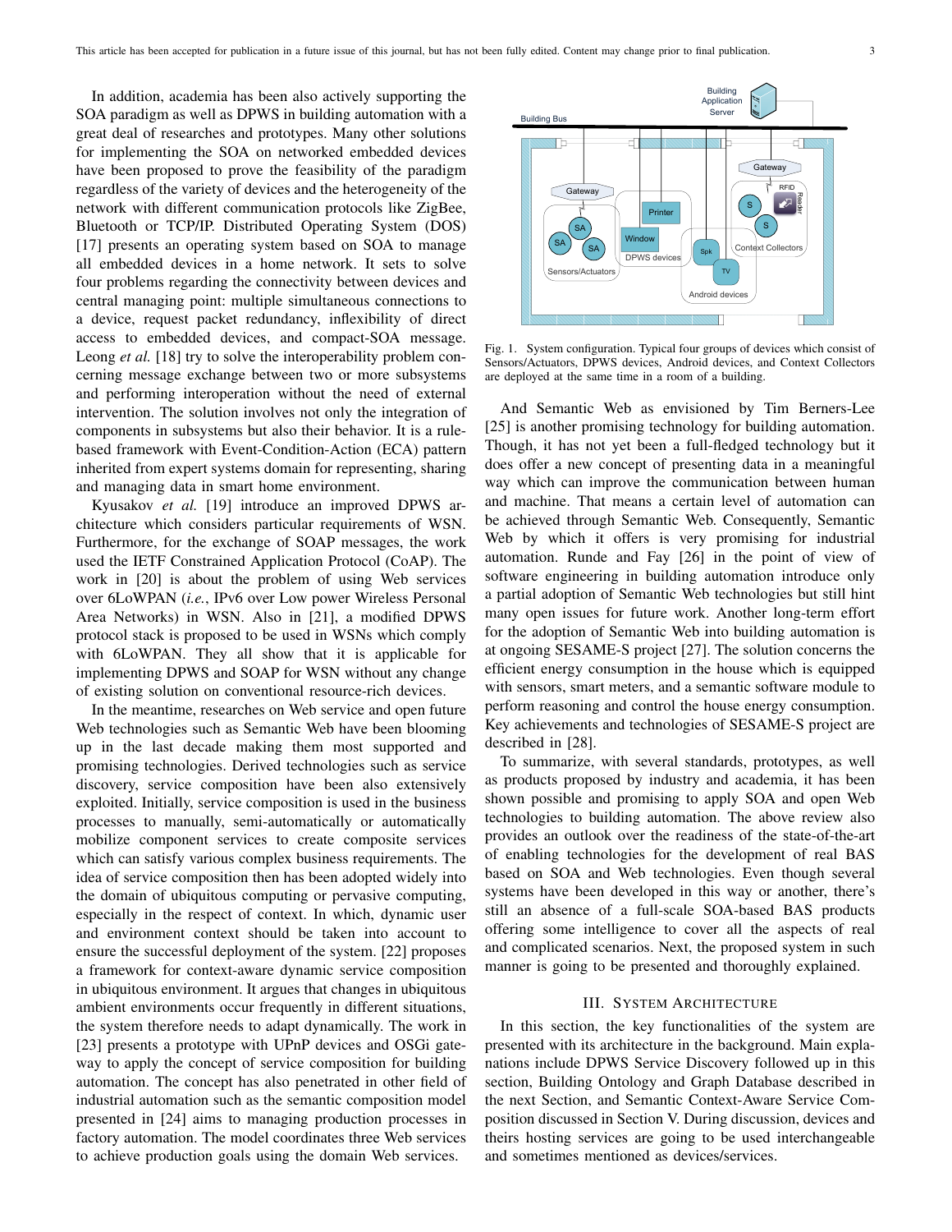In addition, academia has been also actively supporting the SOA paradigm as well as DPWS in building automation with a great deal of researches and prototypes. Many other solutions for implementing the SOA on networked embedded devices have been proposed to prove the feasibility of the paradigm regardless of the variety of devices and the heterogeneity of the network with different communication protocols like ZigBee, Bluetooth or TCP/IP. Distributed Operating System (DOS) [17] presents an operating system based on SOA to manage all embedded devices in a home network. It sets to solve four problems regarding the connectivity between devices and central managing point: multiple simultaneous connections to a device, request packet redundancy, inflexibility of direct access to embedded devices, and compact-SOA message. Leong *et al.* [18] try to solve the interoperability problem concerning message exchange between two or more subsystems and performing interoperation without the need of external intervention. The solution involves not only the integration of components in subsystems but also their behavior. It is a rule-based framework with Event-Condition-Action (ECA) pattern inherited from expert systems domain for representing, sharing and managing data in smart home environment.

Kyusakov *et al.* [19] introduce an improved DPWS architecture which considers particular requirements of WSN. Furthermore, for the exchange of SOAP messages, the work used the IETF Constrained Application Protocol (CoAP). The work in [20] is about the problem of using Web services over 6LoWPAN (*i.e.*, IPv6 over Low power Wireless Personal Area Networks) in WSN. Also in [21], a modified DPWS protocol stack is proposed to be used in WSNs which comply with 6LoWPAN. They all show that it is applicable for implementing DPWS and SOAP for WSN without any change of existing solution on conventional resource-rich devices.

In the meantime, researches on Web service and open future Web technologies such as Semantic Web have been blooming up in the last decade making them most supported and promising technologies. Derived technologies such as service discovery, service composition have been also extensively exploited. Initially, service composition is used in the business processes to manually, semi-automatically or automatically mobilize component services to create composite services which can satisfy various complex business requirements. The idea of service composition then has been adopted widely into the domain of ubiquitous computing or pervasive computing, especially in the respect of context. In which, dynamic user and environment context should be taken into account to ensure the successful deployment of the system. [22] proposes a framework for context-aware dynamic service composition in ubiquitous environment. It argues that changes in ubiquitous ambient environments occur frequently in different situations, the system therefore needs to adapt dynamically. The work in [23] presents a prototype with UPnP devices and OSGi gateway to apply the concept of service composition for building automation. The concept has also penetrated in other field of industrial automation such as the semantic composition model presented in [24] aims to managing production processes in factory automation. The model coordinates three Web services to achieve production goals using the domain Web services.

Fig. 1. System configuration. Typical four groups of devices which consist of Sensors/Actuators, DPWS devices, Android devices, and Context Collectors are deployed at the same time in a room of a building.

And Semantic Web as envisioned by Tim Berners-Lee [25] is another promising technology for building automation. Though, it has not yet been a full-fledged technology but it does offer a new concept of presenting data in a meaningful way which can improve the communication between human and machine. That means a certain level of automation can be achieved through Semantic Web. Consequently, Semantic Web by which it offers is very promising for industrial automation. Runde and Fay [26] in the point of view of software engineering in building automation introduce only a partial adoption of Semantic Web technologies but still hint many open issues for future work. Another long-term effort for the adoption of Semantic Web into building automation is at ongoing SESAME-S project [27]. The solution concerns the efficient energy consumption in the house which is equipped with sensors, smart meters, and a semantic software module to perform reasoning and control the house energy consumption. Key achievements and technologies of SESAME-S project are described in [28].

To summarize, with several standards, prototypes, as well as products proposed by industry and academia, it has been shown possible and promising to apply SOA and open Web technologies to building automation. The above review also provides an outlook over the readiness of the state-of-the-art of enabling technologies for the development of real BAS based on SOA and Web technologies. Even though several systems have been developed in this way or another, there's still an absence of a full-scale SOA-based BAS products offering some intelligence to cover all the aspects of real and complicated scenarios. Next, the proposed system in such manner is going to be presented and thoroughly explained.

## III. System Architecture

In this section, the key functionalities of the system are presented with its architecture in the background. Main explanations include DPWS Service Discovery followed up in this section, Building Ontology and Graph Database described in the next Section, and Semantic Context-Aware Service Composition discussed in Section V. During discussion, devices and theirs hosting services are going to be used interchangeable and sometimes mentioned as devices/services.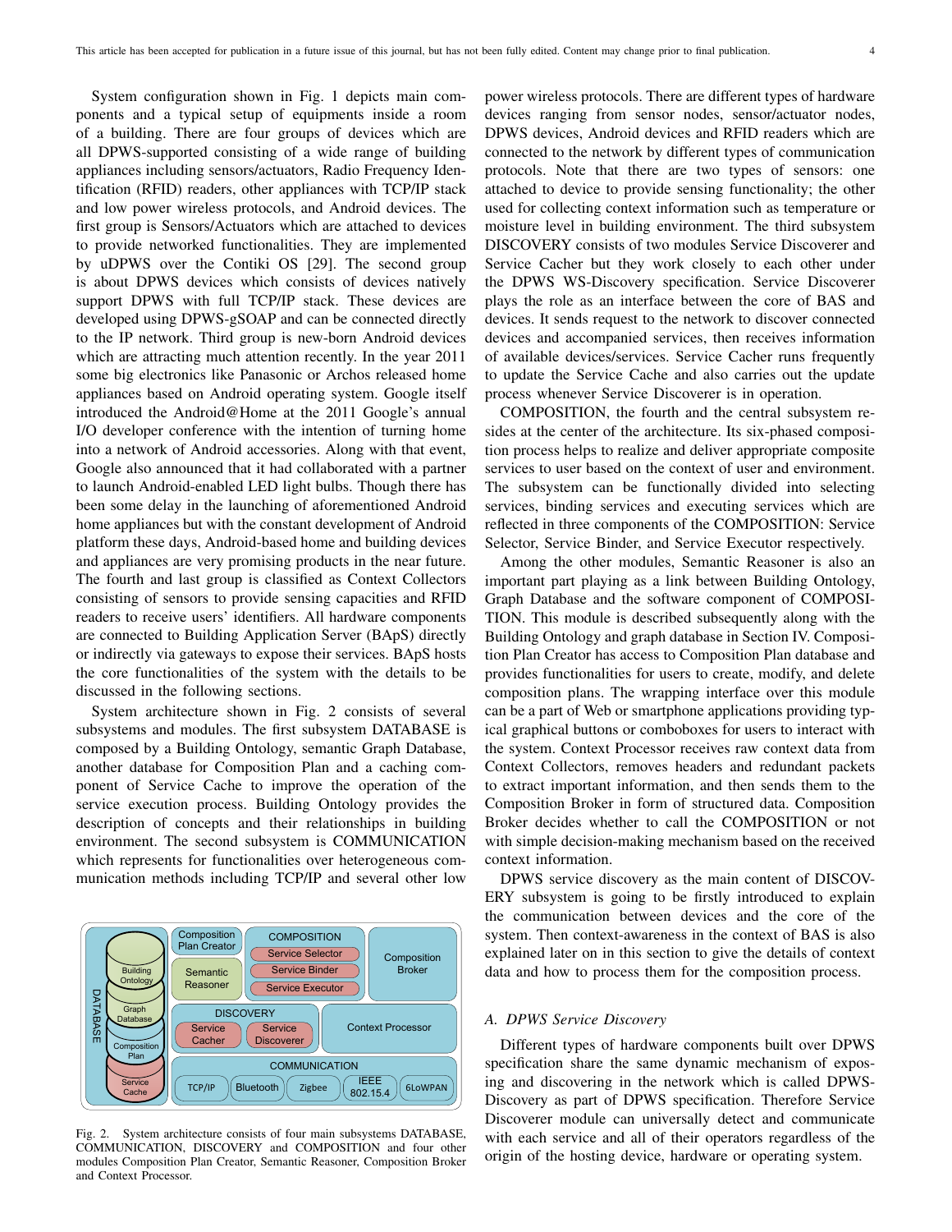System configuration shown in Fig. 1 depicts main components and a typical setup of equipments inside a room of a building. There are four groups of devices which are all DPWS-supported consisting of a wide range of building appliances including sensors/actuators, Radio Frequency Identification (RFID) readers, other appliances with TCP/IP stack and low power wireless protocols, and Android devices. The first group is Sensors/Actuators which are attached to devices to provide networked functionalities. They are implemented by uDPWS over the Contiki OS [29]. The second group is about DPWS devices which consists of devices natively support DPWS with full TCP/IP stack. These devices are developed using DPWS-gSOAP and can be connected directly to the IP network. Third group is new-born Android devices which are attracting much attention recently. In the year 2011 some big electronics like Panasonic or Archos released home appliances based on Android operating system. Google itself introduced the Android@Home at the 2011 Google's annual I/O developer conference with the intention of turning home into a network of Android accessories. Along with that event, Google also announced that it had collaborated with a partner to launch Android-enabled LED light bulbs. Though there has been some delay in the launching of aforementioned Android home appliances but with the constant development of Android platform these days, Android-based home and building devices and appliances are very promising products in the near future. The fourth and last group is classified as Context Collectors consisting of sensors to provide sensing capacities and RFID readers to receive users' identifiers. All hardware components are connected to Building Application Server (BApS) directly or indirectly via gateways to expose their services. BApS hosts the core functionalities of the system with the details to be discussed in the following sections.

System architecture shown in Fig. 2 consists of several subsystems and modules. The first subsystem DATABASE is composed by a Building Ontology, semantic Graph Database, another database for Composition Plan and a caching component of Service Cache to improve the operation of the service execution process. Building Ontology provides the description of concepts and their relationships in building environment. The second subsystem is COMMUNICATION which represents for functionalities over heterogeneous communication methods including TCP/IP and several other low power wireless protocols. There are different types of hardware devices ranging from sensor nodes, sensor/actuator nodes, DPWS devices, Android devices and RFID readers which are connected to the network by different types of communication protocols. Note that there are two types of sensors: one attached to device to provide sensing functionality; the other used for collecting context information such as temperature or moisture level in building environment. The third subsystem DISCOVERY consists of two modules Service Discoverer and Service Cacher but they work closely to each other under the DPWS WS-Discovery specification. Service Discoverer plays the role as an interface between the core of BAS and devices. It sends request to the network to discover connected devices and accompanied services, then receives information of available devices/services. Service Cacher runs frequently to update the Service Cache and also carries out the update process whenever Service Discoverer is in operation.

Fig. 2. System architecture consists of four main subsystems DATABASE, COMMUNICATION, DISCOVERY and COMPOSITION and four other modules Composition Plan Creator, Semantic Reasoner, Composition Broker and Context Processor.

COMPOSITION, the fourth and the central subsystem resides at the center of the architecture. Its six-phased composition process helps to realize and deliver appropriate composite services to user based on the context of user and environment. The subsystem can be functionally divided into selecting services, binding services and executing services which are reflected in three components of the COMPOSITION: Service Selector, Service Binder, and Service Executor respectively.

Among the other modules, Semantic Reasoner is also an important part playing as a link between Building Ontology, Graph Database and the software component of COMPOSITION. This module is described subsequently along with the Building Ontology and graph database in Section IV. Composition Plan Creator has access to Composition Plan database and provides functionalities for users to create, modify, and delete composition plans. The wrapping interface over this module can be a part of Web or smartphone applications providing typical graphical buttons or comboboxes for users to interact with the system. Context Processor receives raw context data from Context Collectors, removes headers and redundant packets to extract important information, and then sends them to the Composition Broker in form of structured data. Composition Broker decides whether to call the COMPOSITION or not with simple decision-making mechanism based on the received context information.

DPWS service discovery as the main content of DISCOVERY subsystem is going to be firstly introduced to explain the communication between devices and the core of the system. Then context-awareness in the context of BAS is also explained later on in this section to give the details of context data and how to process them for the composition process.

### A. DPWS Service Discovery

Different types of hardware components built over DPWS specification share the same dynamic mechanism of exposing and discovering in the network which is called DPWS-Discovery as part of DPWS specification. Therefore Service Discoverer module can universally detect and communicate with each service and all of their operators regardless of the origin of the hosting device, hardware or operating system.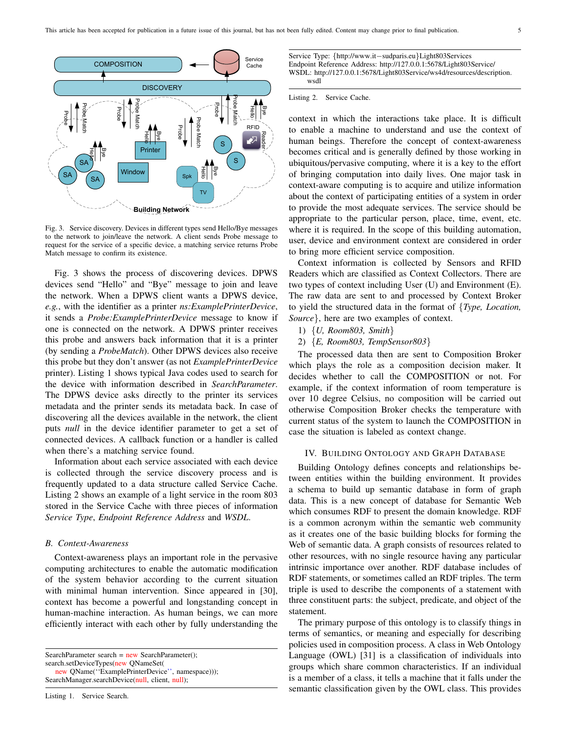Fig. 3. Service discovery. Devices in different types send Hello/Bye messages to the network to join/leave the network. A client sends Probe message to request for the service of a specific device, a matching service returns Probe Match message to confirm its existence.

Fig. 3 shows the process of discovering devices. DPWS devices send "Hello" and "Bye" message to join and leave the network. When a DPWS client wants a DPWS device, *e.g.*, with the identifier as a printer *ns:ExamplePrinterDevice*, it sends a *Probe:ExamplePrinterDevice* message to know if one is connected on the network. A DPWS printer receives this probe and answers back information that it is a printer (by sending a *ProbeMatch*). Other DPWS devices also receive this probe but they don't answer (as not *ExamplePrinterDevice* printer). Listing 1 shows typical Java codes used to search for the device with information described in *SearchParameter*. The DPWS device asks directly to the printer its services metadata and the printer sends its metadata back. In case of discovering all the devices available in the network, the client puts *null* in the device identifier parameter to get a set of connected devices. A callback function or a handler is called when there's a matching service found.

Information about each service associated with each device is collected through the service discovery process and is frequently updated to a data structure called Service Cache. Listing 2 shows an example of a light service in the room 803 stored in the Service Cache with three pieces of information *Service Type*, *Endpoint Reference Address* and *WSDL*.

### *B. Context-Awareness*

Context-awareness plays an important role in the pervasive computing architectures to enable the automatic modification of the system behavior according to the current situation with minimal human intervention. Since appeared in [30], context has become a powerful and longstanding concept in human-machine interaction. As human beings, we can more efficiently interact with each other by fully understanding the context in which the interactions take place. It is difficult to enable a machine to understand and use the context of human beings. Therefore the concept of context-awareness becomes critical and is generally defined by those working in ubiquitous/pervasive computing, where it is a key to the effort of bringing computation into daily lives. One major task in context-aware computing is to acquire and utilize information about the context of participating entities of a system in order to provide the most adequate services. The service should be appropriate to the particular person, place, time, event, etc. where it is required. In the scope of this building automation, user, device and environment context are considered in order to bring more efficient service composition.

```
SearchParameter search = new SearchParameter();
search.setDeviceTypes(new QNameSet(
    new QName(''ExamplePrinterDevice'', namespace)));
SearchManager.searchDevice(null, client, null);
```

Listing 1. Service Search.

```
Service Type: {http://www.it−sudparis.eu}Light803Services
Endpoint Reference Address: http://127.0.0.1:5678/Light803Service/
WSDL: http://127.0.0.1:5678/Light803Service/ws4d/resources/description.
    wsdl
```

Listing 2. Service Cache.

Context information is collected by Sensors and RFID Readers which are classified as Context Collectors. There are two types of context including User (U) and Environment (E). The raw data are sent to and processed by Context Broker to yield the structured data in the format of {*Type, Location, Source*}, here are two examples of context.

1) {*U, Room803, Smith*}
2) {*E, Room803, TempSensor803*}

The processed data then are sent to Composition Broker which plays the role as a composition decision maker. It decides whether to call the COMPOSITION or not. For example, if the context information of room temperature is over 10 degree Celsius, no composition will be carried out otherwise Composition Broker checks the temperature with current status of the system to launch the COMPOSITION in case the situation is labeled as context change.

## IV. Building Ontology and Graph Database

Building Ontology defines concepts and relationships between entities within the building environment. It provides a schema to build up semantic database in form of graph data. This is a new concept of database for Semantic Web which consumes RDF to present the domain knowledge. RDF is a common acronym within the semantic web community as it creates one of the basic building blocks for forming the Web of semantic data. A graph consists of resources related to other resources, with no single resource having any particular intrinsic importance over another. RDF database includes of RDF statements, or sometimes called an RDF triples. The term triple is used to describe the components of a statement with three constituent parts: the subject, predicate, and object of the statement.

The primary purpose of this ontology is to classify things in terms of semantics, or meaning and especially for describing policies used in composition process. A class in Web Ontology Language (OWL) [31] is a classification of individuals into groups which share common characteristics. If an individual is a member of a class, it tells a machine that it falls under the semantic classification given by the OWL class. This provides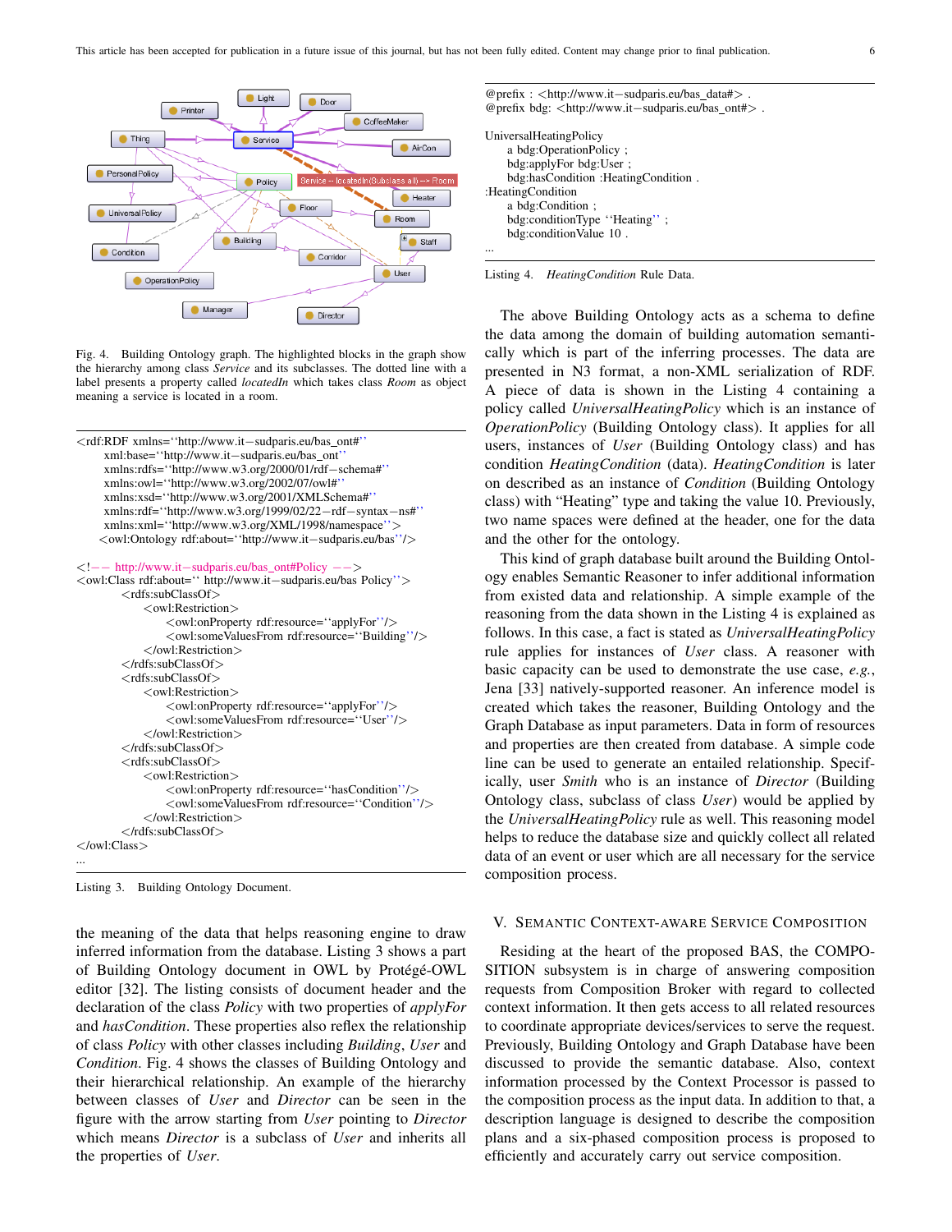Fig. 4. Building Ontology graph. The highlighted blocks in the graph show the hierarchy among class *Service* and its subclasses. The dotted line with a label presents a property called *locatedIn* which takes class *Room* as object meaning a service is located in a room.

```
<rdf:RDF xmlns=''http://www.it−sudparis.eu/bas_ont#''
    xml:base=''http://www.it−sudparis.eu/bas_ont''
    xmlns:rdfs=''http://www.w3.org/2000/01/rdf−schema#''
    xmlns:owl=''http://www.w3.org/2002/07/owl#''
    xmlns:xsd=''http://www.w3.org/2001/XMLSchema#''
    xmlns:rdf=''http://www.w3.org/1999/02/22−rdf−syntax−ns#''
    xmlns:xml=''http://www.w3.org/XML/1998/namespace''>
  <owl:Ontology rdf:about='' http://www.it−sudparis.eu/bas''/>

<!−− http://www.it−sudparis.eu/bas_ont#Policy −−>
<owl:Class rdf:about='' http://www.it−sudparis.eu/bas Policy''>
    <rdfs:subClassOf>
        <owl:Restriction>
            <owl:onProperty rdf:resource=''applyFor''/>
            <owl:someValuesFrom rdf:resource=''Building''/>
        </owl:Restriction>
    </rdfs:subClassOf>
    <rdfs:subClassOf>
        <owl:Restriction>
            <owl:onProperty rdf:resource=''applyFor''/>
            <owl:someValuesFrom rdf:resource=''User''/>
        </owl:Restriction>
    </rdfs:subClassOf>
    <rdfs:subClassOf>
        <owl:Restriction>
            <owl:onProperty rdf:resource=''hasCondition''/>
            <owl:someValuesFrom rdf:resource=''Condition''/>
        </owl:Restriction>
    </rdfs:subClassOf>
</owl:Class>
...
```

Listing 3. Building Ontology Document.

the meaning of the data that helps reasoning engine to draw inferred information from the database. Listing 3 shows a part of Building Ontology document in OWL by Protégé-OWL editor [32]. The listing consists of document header and the declaration of the class *Policy* with two properties of *applyFor* and *hasCondition*. These properties also reflex the relationship of class *Policy* with other classes including *Building*, *User* and *Condition*. Fig. 4 shows the classes of Building Ontology and their hierarchical relationship. An example of the hierarchy between classes of *User* and *Director* can be seen in the figure with the arrow starting from *User* pointing to *Director* which means *Director* is a subclass of *User* and inherits all the properties of *User*.

```
@prefix : <http://www.it−sudparis.eu/bas_data#> .
@prefix bdg: <http://www.it−sudparis.eu/bas_ont#> .

UniversalHeatingPolicy
    a bdg:OperationPolicy ;
    bdg:applyFor bdg:User ;
    bdg:hasCondition :HeatingCondition .
:HeatingCondition
    a bdg:Condition ;
    bdg:conditionType ''Heating'' ;
    bdg:conditionValue 10 .
...
```

Listing 4. *HeatingCondition* Rule Data.

The above Building Ontology acts as a schema to define the data among the domain of building automation semantically which is part of the inferring processes. The data are presented in N3 format, a non-XML serialization of RDF. A piece of data is shown in the Listing 4 containing a policy called *UniversalHeatingPolicy* which is an instance of *OperationPolicy* (Building Ontology class). It applies for all users, instances of *User* (Building Ontology class) and has condition *HeatingCondition* (data). *HeatingCondition* is later on described as an instance of *Condition* (Building Ontology class) with "Heating" type and taking the value 10. Previously, two name spaces were defined at the header, one for the data and the other for the ontology.

This kind of graph database built around the Building Ontology enables Semantic Reasoner to infer additional information from existed data and relationship. A simple example of the reasoning from the data shown in the Listing 4 is explained as follows. In this case, a fact is stated as *UniversalHeatingPolicy* rule applies for instances of *User* class. A reasoner with basic capacity can be used to demonstrate the use case, *e.g.*, Jena [33] natively-supported reasoner. An inference model is created which takes the reasoner, Building Ontology and the Graph Database as input parameters. Data in form of resources and properties are then created from database. A simple code line can be used to generate an entailed relationship. Specifically, user *Smith* who is an instance of *Director* (Building Ontology class, subclass of class *User*) would be applied by the *UniversalHeatingPolicy* rule as well. This reasoning model helps to reduce the database size and quickly collect all related data of an event or user which are all necessary for the service composition process.

## V. Semantic Context-aware Service Composition

Residing at the heart of the proposed BAS, the COMPOSITION subsystem is in charge of answering composition requests from Composition Broker with regard to collected context information. It then gets access to all related resources to coordinate appropriate devices/services to serve the request. Previously, Building Ontology and Graph Database have been discussed to provide the semantic database. Also, context information processed by the Context Processor is passed to the composition process as the input data. In addition to that, a description language is designed to describe the composition plans and a six-phased composition process is proposed to efficiently and accurately carry out service composition.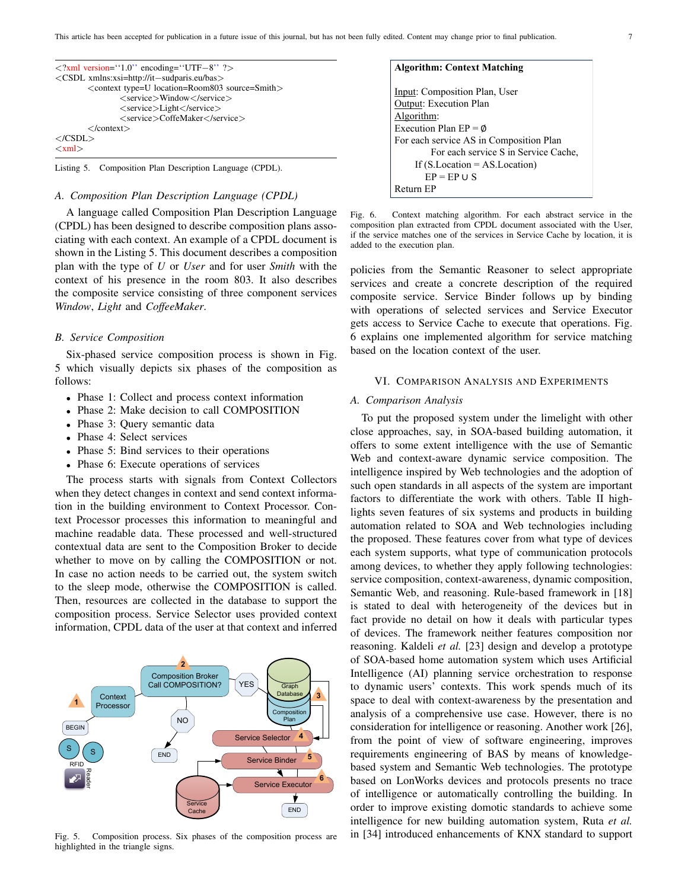```
<?xml version=''1.0'' encoding=''UTF−8'' ?>
<CSDL xmlns:xsi=http://it−sudparis.eu/bas>
        <context type=U location=Room803 source=Smith>
                <service>Window</service>
                <service>Light</service>
                <service>CoffeMaker</service>
        </context>
</CSDL>
<xml>
```

Listing 5. Composition Plan Description Language (CPDL).

### *A. Composition Plan Description Language (CPDL)*

A language called Composition Plan Description Language (CPDL) has been designed to describe composition plans associating with each context. An example of a CPDL document is shown in the Listing 5. This document describes a composition plan with the type of *U* or *User* and for user *Smith* with the context of his presence in the room 803. It also describes the composite service consisting of three component services *Window*, *Light* and *CoffeeMaker*.

### *B. Service Composition*

Six-phased service composition process is shown in Fig. 5 which visually depicts six phases of the composition as follows:

- Phase 1: Collect and process context information
- Phase 2: Make decision to call COMPOSITION
- Phase 3: Query semantic data
- Phase 4: Select services
- Phase 5: Bind services to their operations
- Phase 6: Execute operations of services

The process starts with signals from Context Collectors when they detect changes in context and send context information in the building environment to Context Processor. Context Processor processes this information to meaningful and machine readable data. These processed and well-structured contextual data are sent to the Composition Broker to decide whether to move on by calling the COMPOSITION or not. In case no action needs to be carried out, the system switch to the sleep mode, otherwise the COMPOSITION is called. Then, resources are collected in the database to support the composition process. Service Selector uses provided context information, CPDL data of the user at that context and inferred policies from the Semantic Reasoner to select appropriate services and create a concrete description of the required composite service. Service Binder follows up by binding with operations of selected services and Service Executor gets access to Service Cache to execute that operations. Fig. 6 explains one implemented algorithm for service matching based on the location context of the user.

Fig. 5. Composition process. Six phases of the composition process are highlighted in the triangle signs.

**Algorithm: Context Matching**

Input: Composition Plan, User
Output: Execution Plan
Algorithm:
Execution Plan EP = ∅
For each service AS in Composition Plan
  For each service S in Service Cache,
    If (S.Location = AS.Location)
      EP = EP ∪ S
Return EP

Fig. 6. Context matching algorithm. For each abstract service in the composition plan extracted from CPDL document associated with the User, if the service matches one of the services in Service Cache by location, it is added to the execution plan.

## VI. Comparison Analysis and Experiments

### *A. Comparison Analysis*

To put the proposed system under the limelight with other close approaches, say, in SOA-based building automation, it offers to some extent intelligence with the use of Semantic Web and context-aware dynamic service composition. The intelligence inspired by Web technologies and the adoption of such open standards in all aspects of the system are important factors to differentiate the work with others. Table II highlights seven features of six systems and products in building automation related to SOA and Web technologies including the proposed. These features cover from what type of devices each system supports, what type of communication protocols among devices, to whether they apply following technologies: service composition, context-awareness, dynamic composition, Semantic Web, and reasoning. Rule-based framework in [18] is stated to deal with heterogeneity of the devices but in fact provide no detail on how it deals with particular types of devices. The framework neither features composition nor reasoning. Kaldeli *et al.* [23] design and develop a prototype of SOA-based home automation system which uses Artificial Intelligence (AI) planning service orchestration to response to dynamic users' contexts. This work spends much of its space to deal with context-awareness by the presentation and analysis of a comprehensive use case. However, there is no consideration for intelligence or reasoning. Another work [26], from the point of view of software engineering, improves requirements engineering of BAS by means of knowledge-based system and Semantic Web technologies. The prototype based on LonWorks devices and protocols presents no trace of intelligence or automatically controlling the building. In order to improve existing domotic standards to achieve some intelligence for new building automation system, Ruta *et al.* in [34] introduced enhancements of KNX standard to support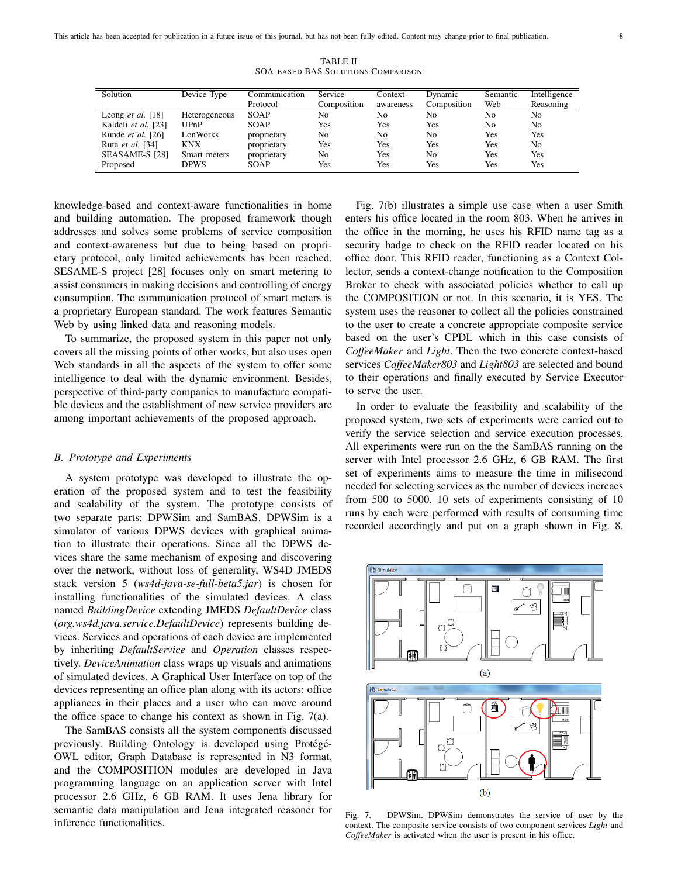TABLE II
SOA-BASED BAS SOLUTIONS COMPARISON

| Solution | Device Type | Communication Protocol | Service Composition | Context-awareness | Dynamic Composition | Semantic Web | Intelligence Reasoning |
|---|---|---|---|---|---|---|---|
| Leong *et al.* [18] | Heterogeneous | SOAP | No | No | No | No | No |
| Kaldeli *et al.* [23] | UPnP | SOAP | Yes | Yes | Yes | No | No |
| Runde *et al.* [26] | LonWorks | proprietary | No | No | No | Yes | Yes |
| Ruta *et al.* [34] | KNX | proprietary | Yes | Yes | Yes | Yes | No |
| SEASAME-S [28] | Smart meters | proprietary | No | Yes | No | Yes | Yes |
| Proposed | DPWS | SOAP | Yes | Yes | Yes | Yes | Yes |

knowledge-based and context-aware functionalities in home and building automation. The proposed framework though addresses and solves some problems of service composition and context-awareness but due to being based on proprietary protocol, only limited achievements has been reached. SESAME-S project [28] focuses only on smart metering to assist consumers in making decisions and controlling of energy consumption. The communication protocol of smart meters is a proprietary European standard. The work features Semantic Web by using linked data and reasoning models.

To summarize, the proposed system in this paper not only covers all the missing points of other works, but also uses open Web standards in all the aspects of the system to offer some intelligence to deal with the dynamic environment. Besides, perspective of third-party companies to manufacture compatible devices and the establishment of new service providers are among important achievements of the proposed approach.

## B. Prototype and Experiments

A system prototype was developed to illustrate the operation of the proposed system and to test the feasibility and scalability of the system. The prototype consists of two separate parts: DPWSim and SamBAS. DPWSim is a simulator of various DPWS devices with graphical animation to illustrate their operations. Since all the DPWS devices share the same mechanism of exposing and discovering over the network, without loss of generality, WS4D JMEDS stack version 5 (*ws4d-java-se-full-beta5.jar*) is chosen for installing functionalities of the simulated devices. A class named *BuildingDevice* extending JMEDS *DefaultDevice* class (*org.ws4d.java.service.DefaultDevice*) represents building devices. Services and operations of each device are implemented by inheriting *DefaultService* and *Operation* classes respectively. *DeviceAnimation* class wraps up visuals and animations of simulated devices. A Graphical User Interface on top of the devices representing an office plan along with its actors: office appliances in their places and a user who can move around the office space to change his context as shown in Fig. 7(a).

The SamBAS consists all the system components discussed previously. Building Ontology is developed using Protégé-OWL editor, Graph Database is represented in N3 format, and the COMPOSITION modules are developed in Java programming language on an application server with Intel processor 2.6 GHz, 6 GB RAM. It uses Jena library for semantic data manipulation and Jena integrated reasoner for inference functionalities.

Fig. 7(b) illustrates a simple use case when a user Smith enters his office located in the room 803. When he arrives in the office in the morning, he uses his RFID name tag as a security badge to check on the RFID reader located on his office door. This RFID reader, functioning as a Context Collector, sends a context-change notification to the Composition Broker to check with associated policies whether to call up the COMPOSITION or not. In this scenario, it is YES. The system uses the reasoner to collect all the policies constrained to the user to create a concrete appropriate composite service based on the user's CPDL which in this case consists of *CoffeeMaker* and *Light*. Then the two concrete context-based services *CoffeeMaker803* and *Light803* are selected and bound to their operations and finally executed by Service Executor to serve the user.

In order to evaluate the feasibility and scalability of the proposed system, two sets of experiments were carried out to verify the service selection and service execution processes. All experiments were run on the the SamBAS running on the server with Intel processor 2.6 GHz, 6 GB RAM. The first set of experiments aims to measure the time in milisecond needed for selecting services as the number of devices increaes from 500 to 5000. 10 sets of experiments consisting of 10 runs by each were performed with results of consuming time recorded accordingly and put on a graph shown in Fig. 8.

Fig. 7. DPWSim. DPWSim demonstrates the service of user by the context. The composite service consists of two component services *Light* and *CoffeeMaker* is activated when the user is present in his office.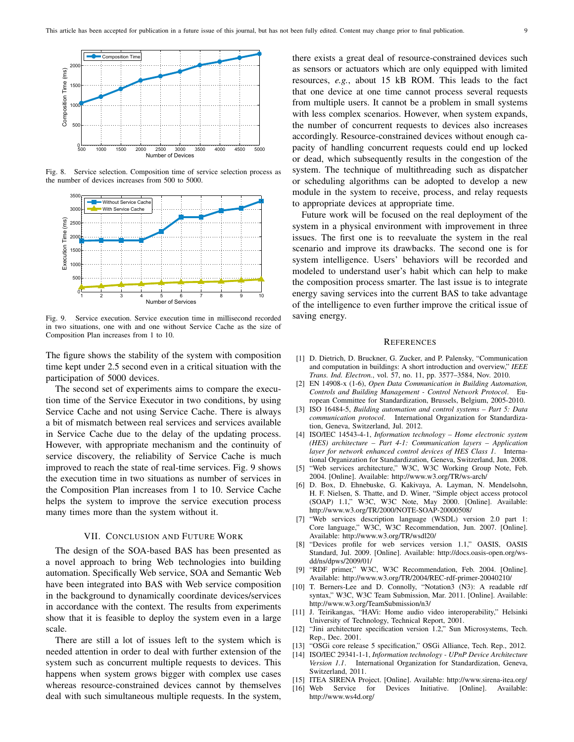Fig. 8. Service selection. Composition time of service selection process as the number of devices increases from 500 to 5000.

Fig. 9. Service execution. Service execution time in millisecond recorded in two situations, one with and one without Service Cache as the size of Composition Plan increases from 1 to 10.

The figure shows the stability of the system with composition time kept under 2.5 second even in a critical situation with the participation of 5000 devices.

The second set of experiments aims to compare the execution time of the Service Executor in two conditions, by using Service Cache and not using Service Cache. There is always a bit of mismatch between real services and services available in Service Cache due to the delay of the updating process. However, with appropriate mechanism and the continuity of service discovery, the reliability of Service Cache is much improved to reach the state of real-time services. Fig. 9 shows the execution time in two situations as number of services in the Composition Plan increases from 1 to 10. Service Cache helps the system to improve the service execution process many times more than the system without it.

## VII. Conclusion and Future Work

The design of the SOA-based BAS has been presented as a novel approach to bring Web technologies into building automation. Specifically Web service, SOA and Semantic Web have been integrated into BAS with Web service composition in the background to dynamically coordinate devices/services in accordance with the context. The results from experiments show that it is feasible to deploy the system even in a large scale.

There are still a lot of issues left to the system which is needed attention in order to deal with further extension of the system such as concurrent multiple requests to devices. This happens when system grows bigger with complex use cases whereas resource-constrained devices cannot by themselves deal with such simultaneous multiple requests. In the system, there exists a great deal of resource-constrained devices such as sensors or actuators which are only equipped with limited resources, *e.g.*, about 15 kB ROM. This leads to the fact that one device at one time cannot process several requests from multiple users. It cannot be a problem in small systems with less complex scenarios. However, when system expands, the number of concurrent requests to devices also increases accordingly. Resource-constrained devices without enough capacity of handling concurrent requests could end up locked or dead, which subsequently results in the congestion of the system. The technique of multithreading such as dispatcher or scheduling algorithms can be adopted to develop a new module in the system to receive, process, and relay requests to appropriate devices at appropriate time.

Future work will be focused on the real deployment of the system in a physical environment with improvement in three issues. The first one is to reevaluate the system in the real scenario and improve its drawbacks. The second one is for system intelligence. Users' behaviors will be recorded and modeled to understand user's habit which can help to make the composition process smarter. The last issue is to integrate energy saving services into the current BAS to take advantage of the intelligence to even further improve the critical issue of saving energy.

## References

[1] D. Dietrich, D. Bruckner, G. Zucker, and P. Palensky, "Communication and computation in buildings: A short introduction and overview," *IEEE Trans. Ind. Electron.*, vol. 57, no. 11, pp. 3577–3584, Nov. 2010.

[2] EN 14908-x (1-6), *Open Data Communication in Building Automation, Controls and Building Management - Control Network Protocol*. European Committee for Standardization, Brussels, Belgium, 2005-2010.

[3] ISO 16484-5, *Building automation and control systems – Part 5: Data communication protocol*. International Organization for Standardization, Geneva, Switzerland, Jul. 2012.

[4] ISO/IEC 14543-4-1, *Information technology – Home electronic system (HES) architecture – Part 4-1: Communication layers – Application layer for network enhanced control devices of HES Class 1*. International Organization for Standardization, Geneva, Switzerland, Jun. 2008.

[5] "Web services architecture," W3C, W3C Working Group Note, Feb. 2004. [Online]. Available: http://www.w3.org/TR/ws-arch/

[6] D. Box, D. Ehnebuske, G. Kakivaya, A. Layman, N. Mendelsohn, H. F. Nielsen, S. Thatte, and D. Winer, "Simple object access protocol (SOAP) 1.1," W3C, W3C Note, May 2000. [Online]. Available: http://www.w3.org/TR/2000/NOTE-SOAP-20000508/

[7] "Web services description language (WSDL) version 2.0 part 1: Core language," W3C, W3C Recommendation, Jun. 2007. [Online]. Available: http://www.w3.org/TR/wsdl20/

[8] "Devices profile for web services version 1.1," OASIS, OASIS Standard, Jul. 2009. [Online]. Available: http://docs.oasis-open.org/ws-dd/ns/dpws/2009/01/

[9] "RDF primer," W3C, W3C Recommendation, Feb. 2004. [Online]. Available: http://www.w3.org/TR/2004/REC-rdf-primer-20040210/

[10] T. Berners-Lee and D. Connolly, "Notation3 (N3): A readable rdf syntax," W3C, W3C Team Submission, Mar. 2011. [Online]. Available: http://www.w3.org/TeamSubmission/n3/

[11] J. Teirikangas, "HAVi: Home audio video interoperability," Helsinki University of Technology, Technical Report, 2001.

[12] "Jini architecture specification version 1.2," Sun Microsystems, Tech. Rep., Dec. 2001.

[13] "OSGi core release 5 specification," OSGi Alliance, Tech. Rep., 2012.

[14] ISO/IEC 29341-1-1, *Information technology - UPnP Device Architecture Version 1.1*. International Organization for Standardization, Geneva, Switzerland, 2011.

[15] ITEA SIRENA Project. [Online]. Available: http://www.sirena-itea.org/

[16] Web Service for Devices Initiative. [Online]. Available: http://www.ws4d.org/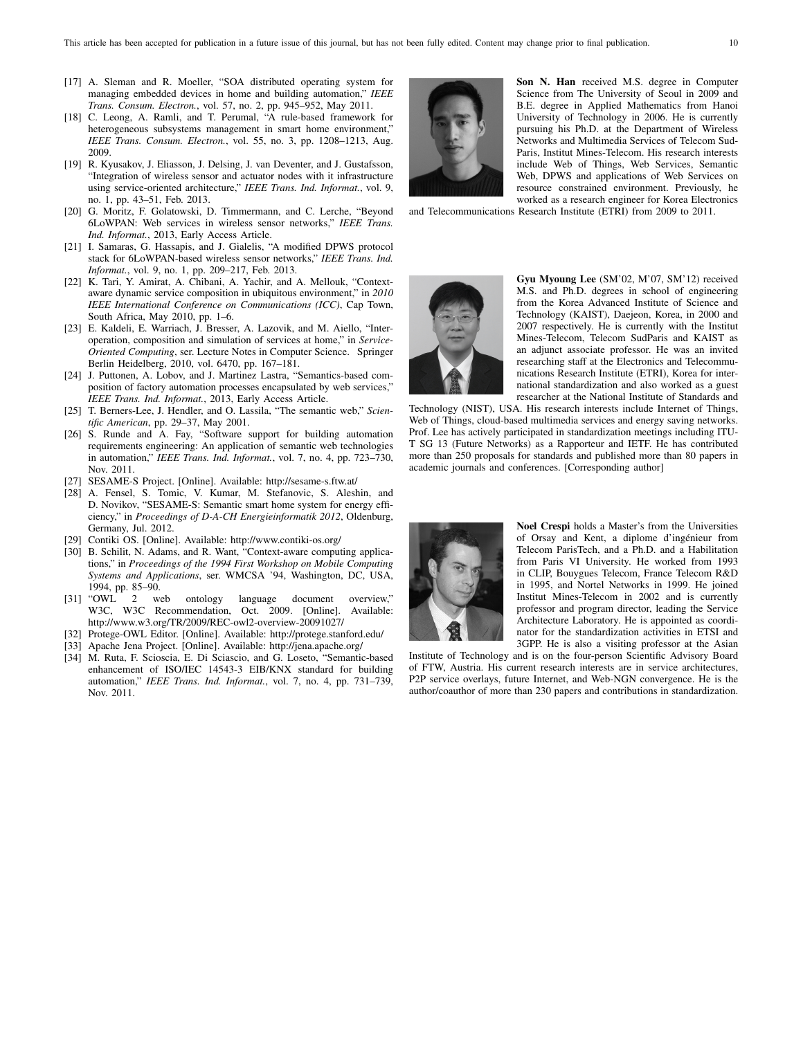[17] A. Sleman and R. Moeller, "SOA distributed operating system for managing embedded devices in home and building automation," *IEEE Trans. Consum. Electron.*, vol. 57, no. 2, pp. 945–952, May 2011.

[18] C. Leong, A. Ramli, and T. Perumal, "A rule-based framework for heterogeneous subsystems management in smart home environment," *IEEE Trans. Consum. Electron.*, vol. 55, no. 3, pp. 1208–1213, Aug. 2009.

[19] R. Kyusakov, J. Eliasson, J. Delsing, J. van Deventer, and J. Gustafsson, "Integration of wireless sensor and actuator nodes with it infrastructure using service-oriented architecture," *IEEE Trans. Ind. Informat.*, vol. 9, no. 1, pp. 43–51, Feb. 2013.

[20] G. Moritz, F. Golatowski, D. Timmermann, and C. Lerche, "Beyond 6LoWPAN: Web services in wireless sensor networks," *IEEE Trans. Ind. Informat.*, 2013, Early Access Article.

[21] I. Samaras, G. Hassapis, and J. Gialelis, "A modified DPWS protocol stack for 6LoWPAN-based wireless sensor networks," *IEEE Trans. Ind. Informat.*, vol. 9, no. 1, pp. 209–217, Feb. 2013.

[22] K. Tari, Y. Amirat, A. Chibani, A. Yachir, and A. Mellouk, "Context-aware dynamic service composition in ubiquitous environment," in *2010 IEEE International Conference on Communications (ICC)*, Cap Town, South Africa, May 2010, pp. 1–6.

[23] E. Kaldeli, E. Warriach, J. Bresser, A. Lazovik, and M. Aiello, "Interoperation, composition and simulation of services at home," in *Service-Oriented Computing*, ser. Lecture Notes in Computer Science. Springer Berlin Heidelberg, 2010, vol. 6470, pp. 167–181.

[24] J. Puttonen, A. Lobov, and J. Martinez Lastra, "Semantics-based composition of factory automation processes encapsulated by web services," *IEEE Trans. Ind. Informat.*, 2013, Early Access Article.

[25] T. Berners-Lee, J. Hendler, and O. Lassila, "The semantic web," *Scientific American*, pp. 29–37, May 2001.

[26] S. Runde and A. Fay, "Software support for building automation requirements engineering: An application of semantic web technologies in automation," *IEEE Trans. Ind. Informat.*, vol. 7, no. 4, pp. 723–730, Nov. 2011.

[27] SESAME-S Project. [Online]. Available: http://sesame-s.ftw.at/

[28] A. Fensel, S. Tomic, V. Kumar, M. Stefanovic, S. Aleshin, and D. Novikov, "SESAME-S: Semantic smart home system for energy efficiency," in *Proceedings of D-A-CH Energieinformatik 2012*, Oldenburg, Germany, Jul. 2012.

[29] Contiki OS. [Online]. Available: http://www.contiki-os.org/

[30] B. Schilit, N. Adams, and R. Want, "Context-aware computing applications," in *Proceedings of the 1994 First Workshop on Mobile Computing Systems and Applications*, ser. WMCSA '94, Washington, DC, USA, 1994, pp. 85–90.

[31] "OWL 2 web ontology language document overview," W3C, W3C Recommendation, Oct. 2009. [Online]. Available: http://www.w3.org/TR/2009/REC-owl2-overview-20091027/

[32] Protege-OWL Editor. [Online]. Available: http://protege.stanford.edu/

[33] Apache Jena Project. [Online]. Available: http://jena.apache.org/

[34] M. Ruta, F. Scioscia, E. Di Sciascio, and G. Loseto, "Semantic-based enhancement of ISO/IEC 14543-3 EIB/KNX standard for building automation," *IEEE Trans. Ind. Informat.*, vol. 7, no. 4, pp. 731–739, Nov. 2011.

**Son N. Han** received M.S. degree in Computer Science from The University of Seoul in 2009 and B.E. degree in Applied Mathematics from Hanoi University of Technology in 2006. He is currently pursuing his Ph.D. at the Department of Wireless Networks and Multimedia Services of Telecom Sud-Paris, Institut Mines-Telecom. His research interests include Web of Things, Web Services, Semantic Web, DPWS and applications of Web Services on resource constrained environment. Previously, he worked as a research engineer for Korea Electronics and Telecommunications Research Institute (ETRI) from 2009 to 2011.

**Gyu Myoung Lee** (SM'02, M'07, SM'12) received M.S. and Ph.D. degrees in school of engineering from the Korea Advanced Institute of Science and Technology (KAIST), Daejeon, Korea, in 2000 and 2007 respectively. He is currently with the Institut Mines-Telecom, Telecom SudParis and KAIST as an adjunct associate professor. He was an invited researching staff at the Electronics and Telecommunications Research Institute (ETRI), Korea for international standardization and also worked as a guest researcher at the National Institute of Standards and Technology (NIST), USA. His research interests include Internet of Things, Web of Things, cloud-based multimedia services and energy saving networks. Prof. Lee has actively participated in standardization meetings including ITU-T SG 13 (Future Networks) as a Rapporteur and IETF. He has contributed more than 250 proposals for standards and published more than 80 papers in academic journals and conferences. [Corresponding author]

**Noel Crespi** holds a Master's from the Universities of Orsay and Kent, a diplome d'ingénieur from Telecom ParisTech, and a Ph.D. and a Habilitation from Paris VI University. He worked from 1993 in CLIP, Bouygues Telecom, France Telecom R&D in 1995, and Nortel Networks in 1999. He joined Institut Mines-Telecom in 2002 and is currently professor and program director, leading the Service Architecture Laboratory. He is appointed as coordinator for the standardization activities in ETSI and 3GPP. He is also a visiting professor at the Asian Institute of Technology and is on the four-person Scientific Advisory Board of FTW, Austria. His current research interests are in service architectures, P2P service overlays, future Internet, and Web-NGN convergence. He is the author/coauthor of more than 230 papers and contributions in standardization.